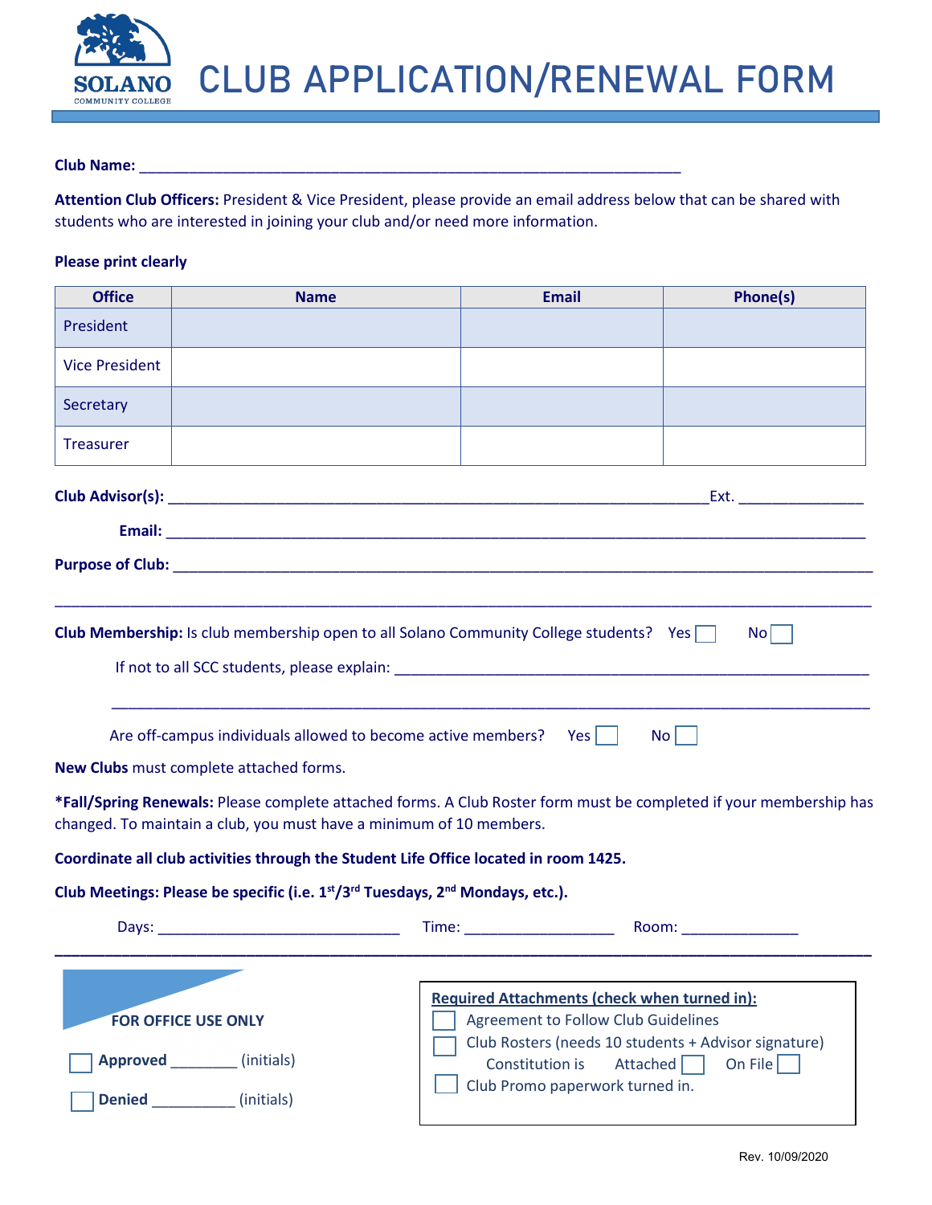# CLUB APPLICATION/RENEWAL FORM

**Club Name:** ___________________________________________________________________

**Attention Club Officers:** President & Vice President, please provide an email address below that can be shared with students who are interested in joining your club and/or need more information.

**Please print clearly**

| Office | Name | Email | Phone(s) |
|---|---|---|---|
| President | | | |
| Vice President | | | |
| Secretary | | | |
| Treasurer | | | |

**Club Advisor(s):** _________________________________________________________________Ext. _______________

**Email:** ___________________________________________________________________________________

**Purpose of Club:** ___________________________________________________________________________

_________________________________________________________________________________________

**Club Membership:** Is club membership open to all Solano Community College students? Yes ☐ No ☐

If not to all SCC students, please explain: ________________________________________________________

_________________________________________________________________________________________

Are off-campus individuals allowed to become active members? Yes ☐ No ☐

**New Clubs** must complete attached forms.

***Fall/Spring Renewals:** Please complete attached forms. A Club Roster form must be completed if your membership has changed. To maintain a club, you must have a minimum of 10 members.

**Coordinate all club activities through the Student Life Office located in room 1425.**

**Club Meetings: Please be specific (i.e. 1st/3rd Tuesdays, 2nd Mondays, etc.).**

Days: _____________________________ Time: __________________ Room: ______________

---

**FOR OFFICE USE ONLY**

☐ **Approved** ________ (initials)

☐ **Denied** __________ (initials)

**Required Attachments (check when turned in):**

- ☐ Agreement to Follow Club Guidelines
- ☐ Club Rosters (needs 10 students + Advisor signature)
  - Constitution is Attached ☐ On File ☐
- ☐ Club Promo paperwork turned in.

Rev. 10/09/2020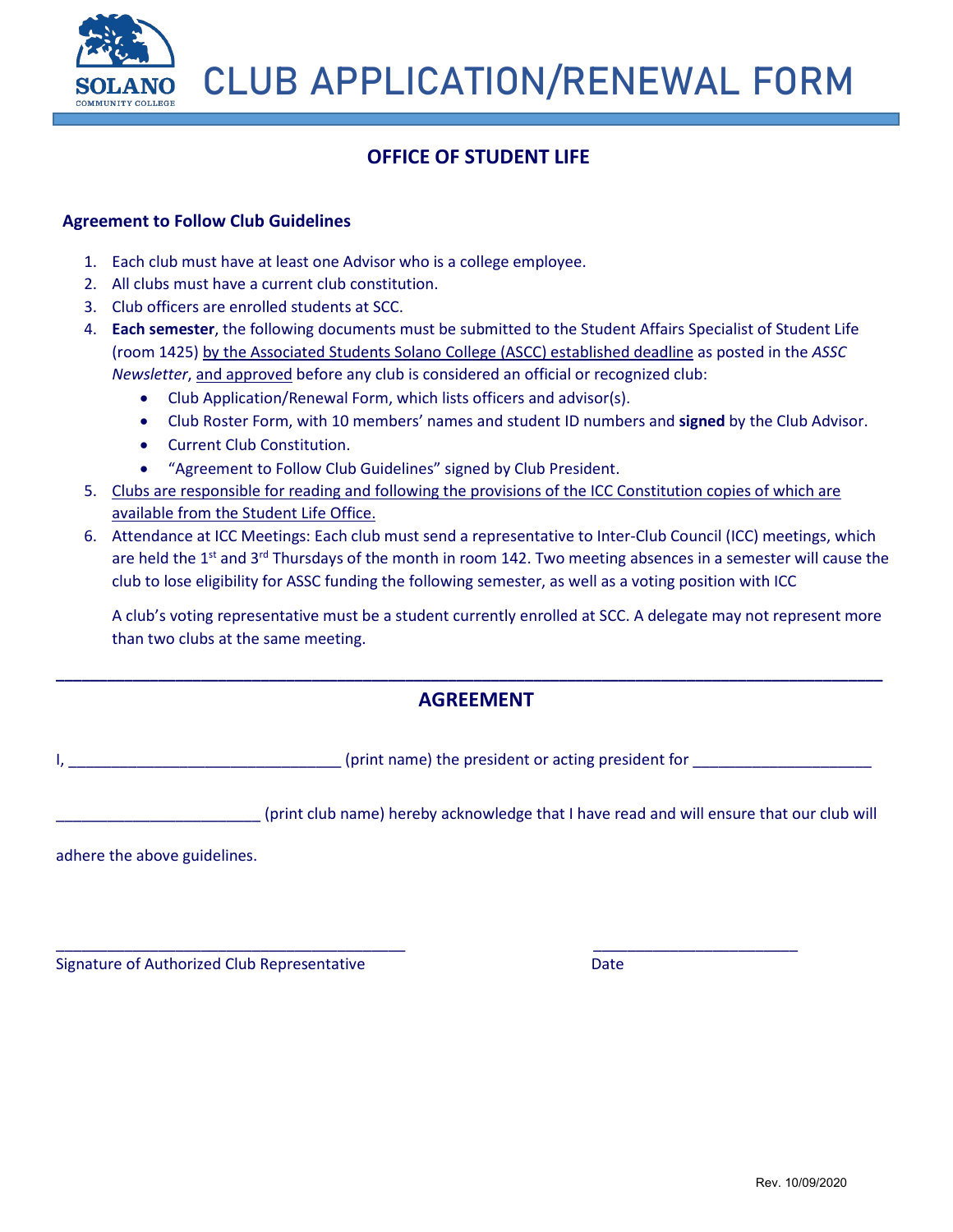# CLUB APPLICATION/RENEWAL FORM

## OFFICE OF STUDENT LIFE

### Agreement to Follow Club Guidelines

1. Each club must have at least one Advisor who is a college employee.
2. All clubs must have a current club constitution.
3. Club officers are enrolled students at SCC.
4. **Each semester**, the following documents must be submitted to the Student Affairs Specialist of Student Life (room 1425) by the Associated Students Solano College (ASCC) established deadline as posted in the *ASSC Newsletter*, and approved before any club is considered an official or recognized club:
   - Club Application/Renewal Form, which lists officers and advisor(s).
   - Club Roster Form, with 10 members' names and student ID numbers and **signed** by the Club Advisor.
   - Current Club Constitution.
   - "Agreement to Follow Club Guidelines" signed by Club President.
5. Clubs are responsible for reading and following the provisions of the ICC Constitution copies of which are available from the Student Life Office.
6. Attendance at ICC Meetings: Each club must send a representative to Inter-Club Council (ICC) meetings, which are held the 1st and 3rd Thursdays of the month in room 142. Two meeting absences in a semester will cause the club to lose eligibility for ASSC funding the following semester, as well as a voting position with ICC

   A club's voting representative must be a student currently enrolled at SCC. A delegate may not represent more than two clubs at the same meeting.

---

## AGREEMENT

I, _______________________________ (print name) the president or acting president for ____________________

_______________________ (print club name) hereby acknowledge that I have read and will ensure that our club will adhere the above guidelines.

________________________________________ ________________________

Signature of Authorized Club Representative Date

Rev. 10/09/2020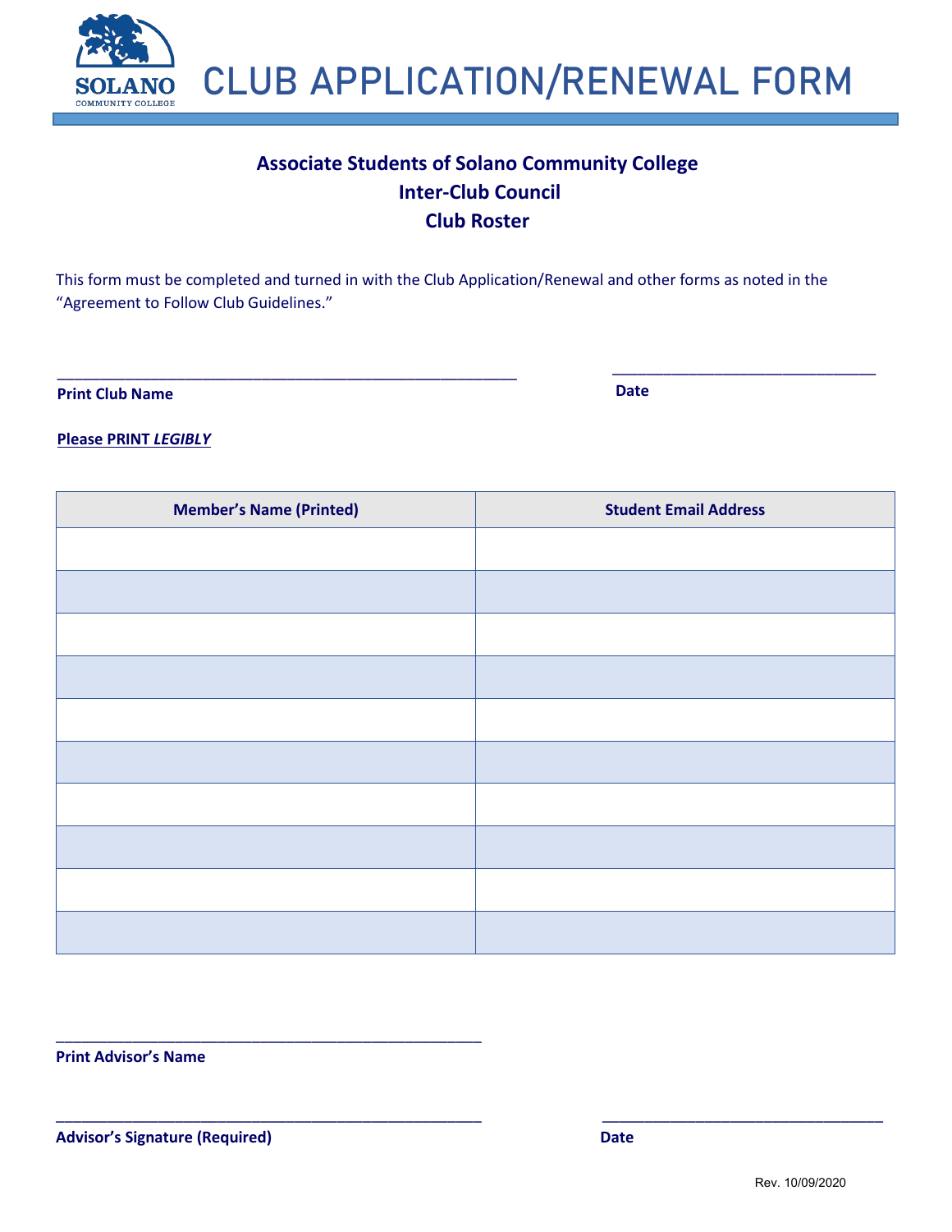# CLUB APPLICATION/RENEWAL FORM

## Associate Students of Solano Community College
## Inter-Club Council
## Club Roster

This form must be completed and turned in with the Club Application/Renewal and other forms as noted in the "Agreement to Follow Club Guidelines."

_______________________________________________ &nbsp;&nbsp;&nbsp;&nbsp; ___________________________

**Print Club Name** &nbsp;&nbsp;&nbsp;&nbsp; **Date**

**Please PRINT *LEGIBLY***

| Member's Name (Printed) | Student Email Address |
|---|---|
| | |
| | |
| | |
| | |
| | |
| | |
| | |
| | |
| | |
| | |

_______________________________________________

**Print Advisor's Name**

_______________________________________________ &nbsp;&nbsp;&nbsp;&nbsp; ___________________________

**Advisor's Signature (Required)** &nbsp;&nbsp;&nbsp;&nbsp; **Date**

Rev. 10/09/2020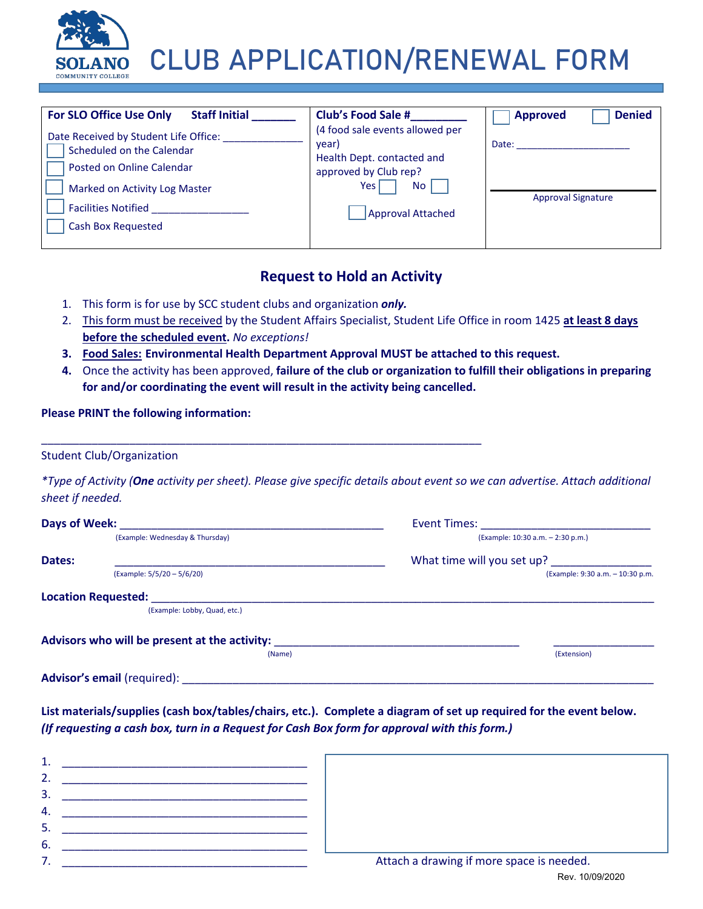SOLANO COMMUNITY COLLEGE

# CLUB APPLICATION/RENEWAL FORM

| **For SLO Office Use Only** **Staff Initial** _______ | **Club's Food Sale #**_________ | ☐ **Approved** ☐ **Denied** |
|---|---|---|
| Date Received by Student Life Office: ______________ | (4 food sale events allowed per year) | Date: _____________________ |
| ☐ Scheduled on the Calendar | Health Dept. contacted and approved by Club rep? | |
| ☐ Posted on Online Calendar | Yes ☐ No ☐ | Approval Signature |
| ☐ Marked on Activity Log Master | ☐ Approval Attached | |
| ☐ Facilities Notified _________________ | | |
| ☐ Cash Box Requested | | |

## Request to Hold an Activity

1. This form is for use by SCC student clubs and organization ***only.***
2. This form must be received by the Student Affairs Specialist, Student Life Office in room 1425 **at least 8 days before the scheduled event**. *No exceptions!*
3. **Food Sales: Environmental Health Department Approval MUST be attached to this request.**
4. Once the activity has been approved, **failure of the club or organization to fulfill their obligations in preparing for and/or coordinating the event will result in the activity being cancelled.**

**Please PRINT the following information:**

_________________________________________________________________________

Student Club/Organization

**Type of Activity (One activity per sheet). Please give specific details about event so we can advertise. Attach additional sheet if needed.*

**Days of Week:** ____________________________________________ Event Times: ____________________________
(Example: Wednesday & Thursday) (Example: 10:30 a.m. – 2:30 p.m.)

**Dates:** ____________________________________________ What time will you set up? ________________
(Example: 5/5/20 – 5/6/20) (Example: 9:30 a.m. – 10:30 p.m.)

**Location Requested:** ____________________________________________________________________________
(Example: Lobby, Quad, etc.)

**Advisors who will be present at the activity:** ________________________________________ _________________
(Name) (Extension)

**Advisor's email** (required): ________________________________________________________________________

**List materials/supplies (cash box/tables/chairs, etc.). Complete a diagram of set up required for the event below.**
***(If requesting a cash box, turn in a Request for Cash Box form for approval with this form.)***

1. ________________________________________
2. ________________________________________
3. ________________________________________
4. ________________________________________
5. ________________________________________
6. ________________________________________
7. ________________________________________

Attach a drawing if more space is needed.

Rev. 10/09/2020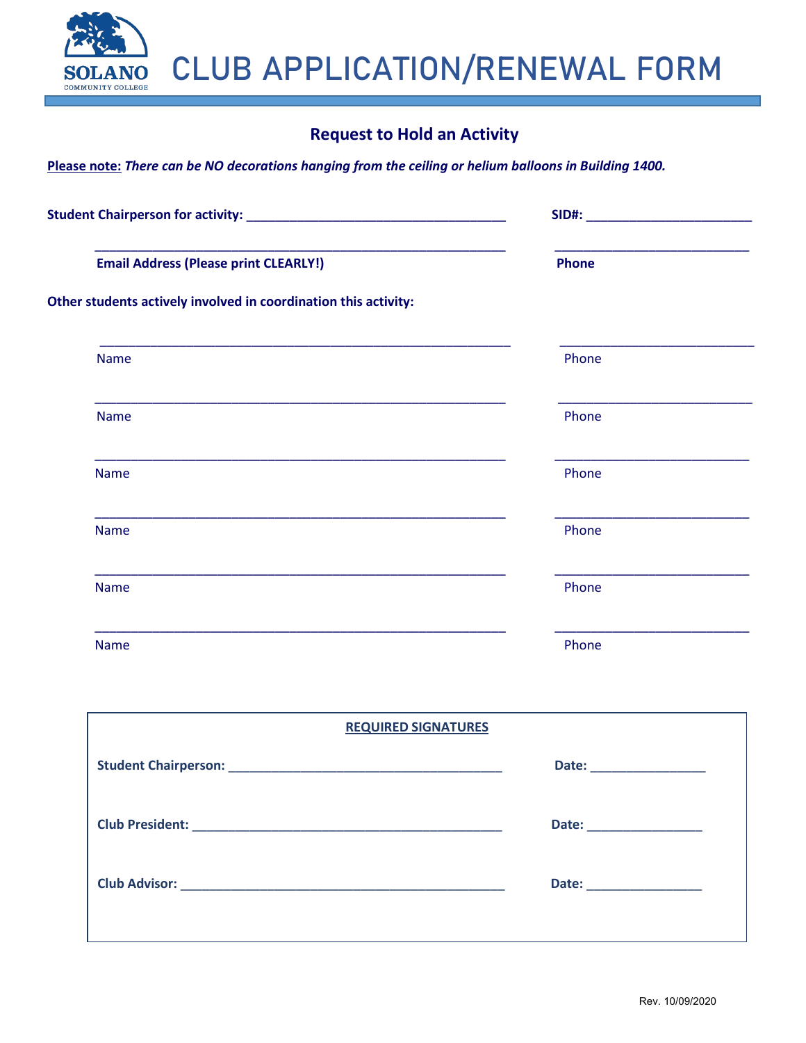# CLUB APPLICATION/RENEWAL FORM

## Request to Hold an Activity

**Please note:** ***There can be NO decorations hanging from the ceiling or helium balloons in Building 1400.***

**Student Chairperson for activity:** _____________________________________ **SID#:** _______________________

_____________________________________________________________ ____________________________

**Email Address (Please print CLEARLY!)** **Phone**

**Other students actively involved in coordination this activity:**

_____________________________________________________________ ____________________________

Name Phone

_____________________________________________________________ ____________________________

Name Phone

_____________________________________________________________ ____________________________

Name Phone

_____________________________________________________________ ____________________________

Name Phone

_____________________________________________________________ ____________________________

Name Phone

_____________________________________________________________ ____________________________

Name Phone

**REQUIRED SIGNATURES**

**Student Chairperson:** ________________________________________ **Date:** ________________

**Club President:** _____________________________________________ **Date:** ________________

**Club Advisor:** _______________________________________________ **Date:** ________________

Rev. 10/09/2020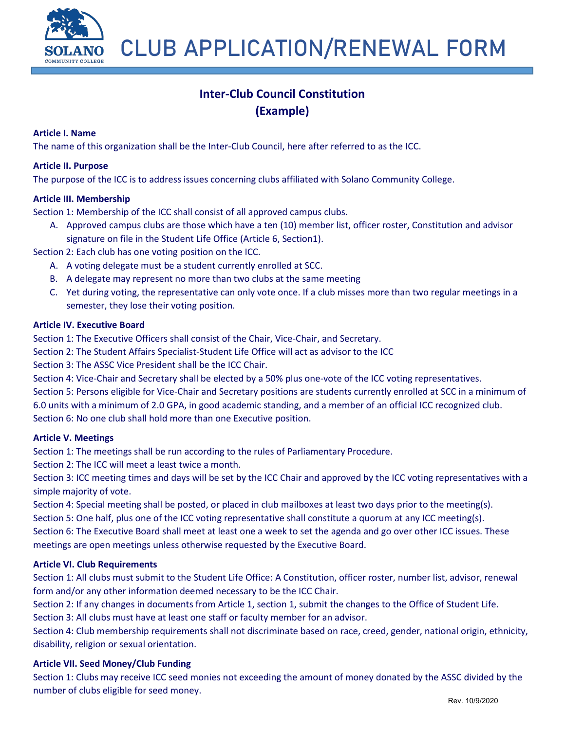# CLUB APPLICATION/RENEWAL FORM

## Inter-Club Council Constitution (Example)

**Article I. Name**

The name of this organization shall be the Inter-Club Council, here after referred to as the ICC.

**Article II. Purpose**

The purpose of the ICC is to address issues concerning clubs affiliated with Solano Community College.

**Article III. Membership**

Section 1: Membership of the ICC shall consist of all approved campus clubs.

A. Approved campus clubs are those which have a ten (10) member list, officer roster, Constitution and advisor signature on file in the Student Life Office (Article 6, Section1).

Section 2: Each club has one voting position on the ICC.

A. A voting delegate must be a student currently enrolled at SCC.
B. A delegate may represent no more than two clubs at the same meeting
C. Yet during voting, the representative can only vote once. If a club misses more than two regular meetings in a semester, they lose their voting position.

**Article IV. Executive Board**

Section 1: The Executive Officers shall consist of the Chair, Vice-Chair, and Secretary.

Section 2: The Student Affairs Specialist-Student Life Office will act as advisor to the ICC

Section 3: The ASSC Vice President shall be the ICC Chair.

Section 4: Vice-Chair and Secretary shall be elected by a 50% plus one-vote of the ICC voting representatives.

Section 5: Persons eligible for Vice-Chair and Secretary positions are students currently enrolled at SCC in a minimum of 6.0 units with a minimum of 2.0 GPA, in good academic standing, and a member of an official ICC recognized club.

Section 6: No one club shall hold more than one Executive position.

**Article V. Meetings**

Section 1: The meetings shall be run according to the rules of Parliamentary Procedure.

Section 2: The ICC will meet a least twice a month.

Section 3: ICC meeting times and days will be set by the ICC Chair and approved by the ICC voting representatives with a simple majority of vote.

Section 4: Special meeting shall be posted, or placed in club mailboxes at least two days prior to the meeting(s).

Section 5: One half, plus one of the ICC voting representative shall constitute a quorum at any ICC meeting(s).

Section 6: The Executive Board shall meet at least one a week to set the agenda and go over other ICC issues. These meetings are open meetings unless otherwise requested by the Executive Board.

**Article VI. Club Requirements**

Section 1: All clubs must submit to the Student Life Office: A Constitution, officer roster, number list, advisor, renewal form and/or any other information deemed necessary to be the ICC Chair.

Section 2: If any changes in documents from Article 1, section 1, submit the changes to the Office of Student Life.

Section 3: All clubs must have at least one staff or faculty member for an advisor.

Section 4: Club membership requirements shall not discriminate based on race, creed, gender, national origin, ethnicity, disability, religion or sexual orientation.

**Article VII. Seed Money/Club Funding**

Section 1: Clubs may receive ICC seed monies not exceeding the amount of money donated by the ASSC divided by the number of clubs eligible for seed money.

Rev. 10/9/2020